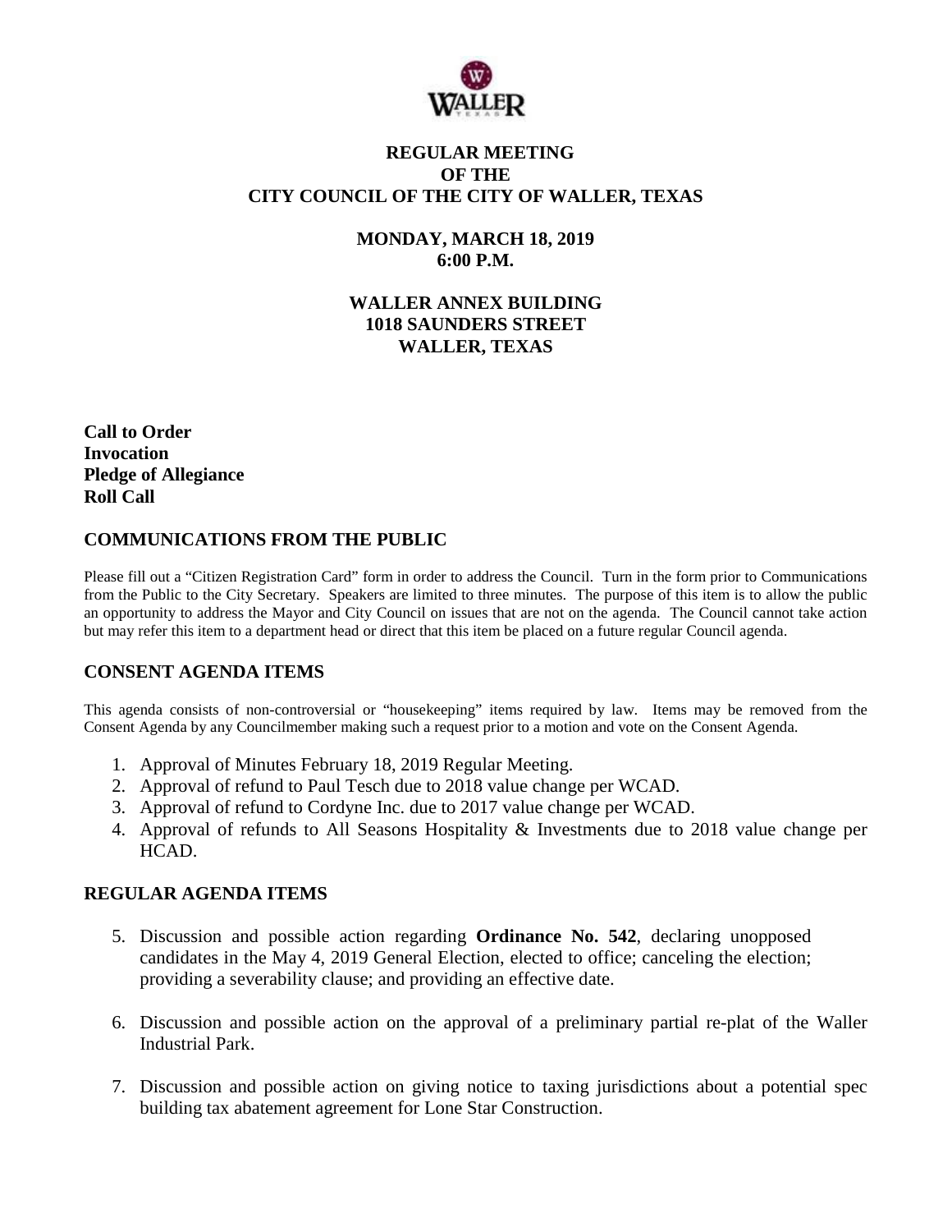# REGULAR MEETING
# OF THE
# CITY COUNCIL OF THE CITY OF WALLER, TEXAS

## MONDAY, MARCH 18, 2019
## 6:00 P.M.

## WALLER ANNEX BUILDING
## 1018 SAUNDERS STREET
## WALLER, TEXAS

**Call to Order**
**Invocation**
**Pledge of Allegiance**
**Roll Call**

## COMMUNICATIONS FROM THE PUBLIC

Please fill out a "Citizen Registration Card" form in order to address the Council. Turn in the form prior to Communications from the Public to the City Secretary. Speakers are limited to three minutes. The purpose of this item is to allow the public an opportunity to address the Mayor and City Council on issues that are not on the agenda. The Council cannot take action but may refer this item to a department head or direct that this item be placed on a future regular Council agenda.

## CONSENT AGENDA ITEMS

This agenda consists of non-controversial or "housekeeping" items required by law. Items may be removed from the Consent Agenda by any Councilmember making such a request prior to a motion and vote on the Consent Agenda.

1. Approval of Minutes February 18, 2019 Regular Meeting.
2. Approval of refund to Paul Tesch due to 2018 value change per WCAD.
3. Approval of refund to Cordyne Inc. due to 2017 value change per WCAD.
4. Approval of refunds to All Seasons Hospitality & Investments due to 2018 value change per HCAD.

## REGULAR AGENDA ITEMS

5. Discussion and possible action regarding **Ordinance No. 542**, declaring unopposed candidates in the May 4, 2019 General Election, elected to office; canceling the election; providing a severability clause; and providing an effective date.

6. Discussion and possible action on the approval of a preliminary partial re-plat of the Waller Industrial Park.

7. Discussion and possible action on giving notice to taxing jurisdictions about a potential spec building tax abatement agreement for Lone Star Construction.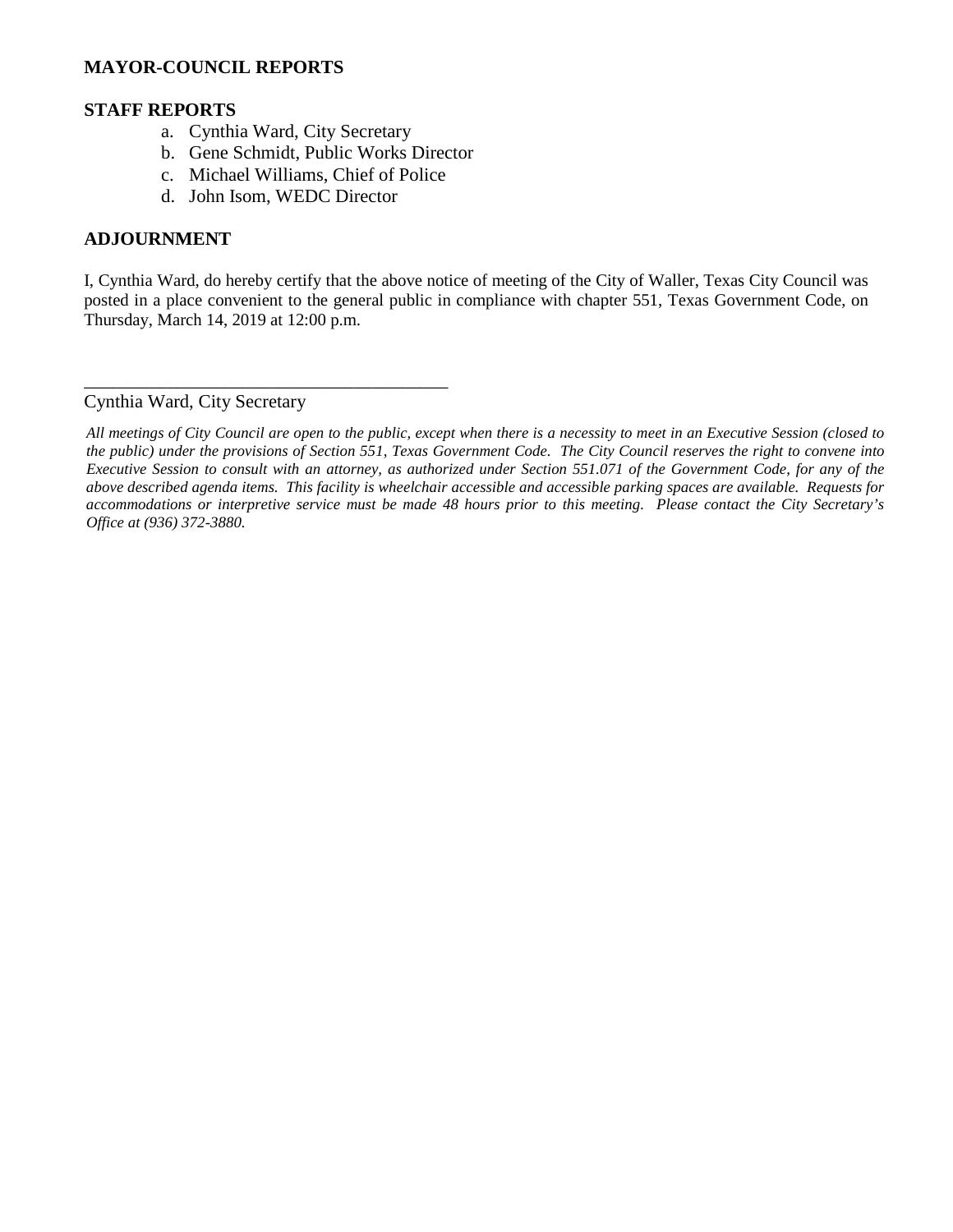**MAYOR-COUNCIL REPORTS**

**STAFF REPORTS**

a. Cynthia Ward, City Secretary
b. Gene Schmidt, Public Works Director
c. Michael Williams, Chief of Police
d. John Isom, WEDC Director

**ADJOURNMENT**

I, Cynthia Ward, do hereby certify that the above notice of meeting of the City of Waller, Texas City Council was posted in a place convenient to the general public in compliance with chapter 551, Texas Government Code, on Thursday, March 14, 2019 at 12:00 p.m.

\_\_\_\_\_\_\_\_\_\_\_\_\_\_\_\_\_\_\_\_\_\_\_\_\_\_\_\_\_\_\_\_\_\_\_\_\_\_\_\_

Cynthia Ward, City Secretary

*All meetings of City Council are open to the public, except when there is a necessity to meet in an Executive Session (closed to the public) under the provisions of Section 551, Texas Government Code. The City Council reserves the right to convene into Executive Session to consult with an attorney, as authorized under Section 551.071 of the Government Code, for any of the above described agenda items. This facility is wheelchair accessible and accessible parking spaces are available. Requests for accommodations or interpretive service must be made 48 hours prior to this meeting. Please contact the City Secretary's Office at (936) 372-3880.*